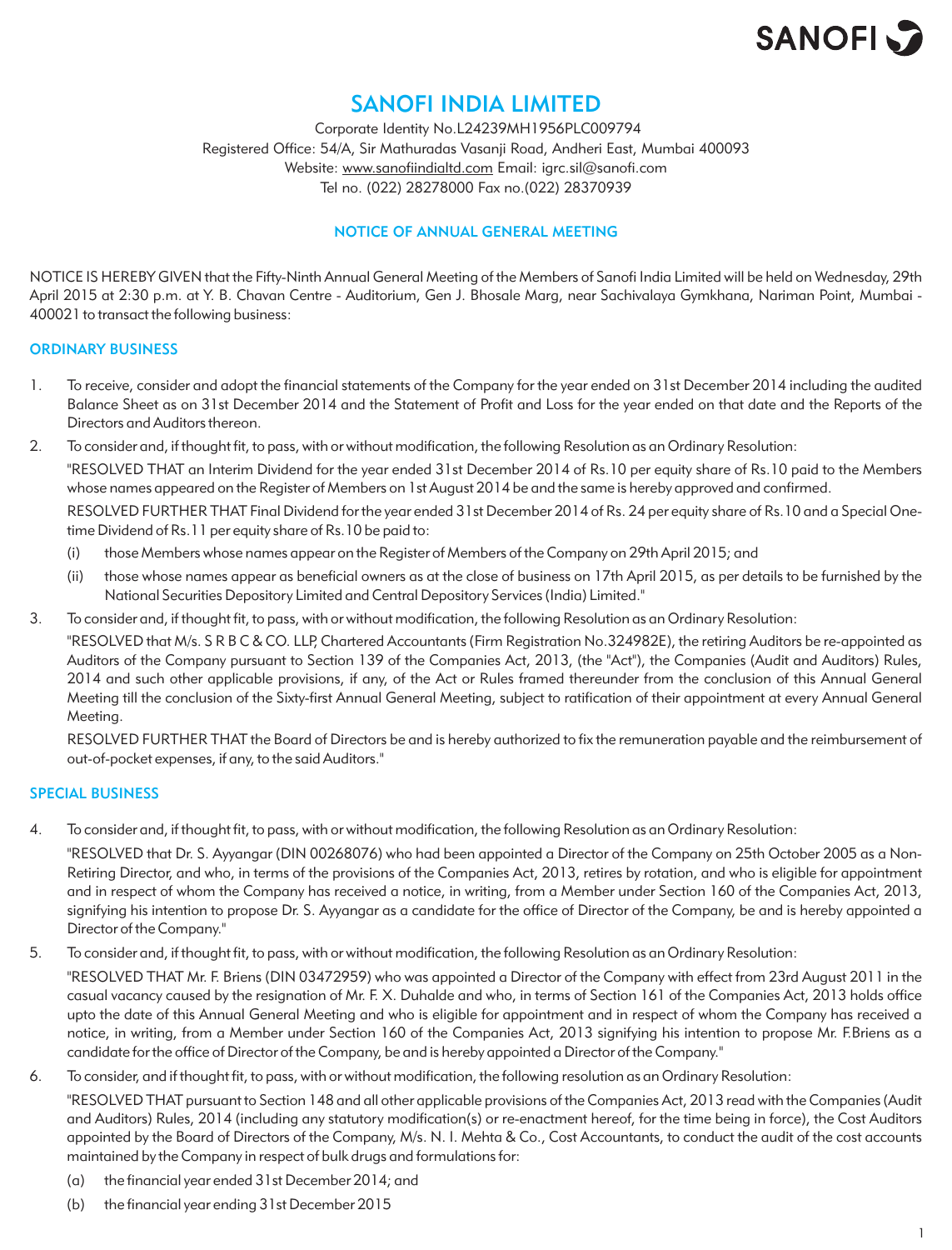# SANOFI INDIA LIMITED

Corporate Identity No.L24239MH1956PLC009794
Registered Office: 54/A, Sir Mathuradas Vasanji Road, Andheri East, Mumbai 400093
Website: www.sanofiindialtd.com Email: igrc.sil@sanofi.com
Tel no. (022) 28278000 Fax no.(022) 28370939

## NOTICE OF ANNUAL GENERAL MEETING

NOTICE IS HEREBY GIVEN that the Fifty-Ninth Annual General Meeting of the Members of Sanofi India Limited will be held on Wednesday, 29th April 2015 at 2:30 p.m. at Y. B. Chavan Centre - Auditorium, Gen J. Bhosale Marg, near Sachivalaya Gymkhana, Nariman Point, Mumbai - 400021 to transact the following business:

## ORDINARY BUSINESS

1. To receive, consider and adopt the financial statements of the Company for the year ended on 31st December 2014 including the audited Balance Sheet as on 31st December 2014 and the Statement of Profit and Loss for the year ended on that date and the Reports of the Directors and Auditors thereon.

2. To consider and, if thought fit, to pass, with or without modification, the following Resolution as an Ordinary Resolution:

   "RESOLVED THAT an Interim Dividend for the year ended 31st December 2014 of Rs.10 per equity share of Rs.10 paid to the Members whose names appeared on the Register of Members on 1st August 2014 be and the same is hereby approved and confirmed.

   RESOLVED FURTHER THAT Final Dividend for the year ended 31st December 2014 of Rs. 24 per equity share of Rs.10 and a Special One-time Dividend of Rs.11 per equity share of Rs.10 be paid to:

   (i) those Members whose names appear on the Register of Members of the Company on 29th April 2015; and

   (ii) those whose names appear as beneficial owners as at the close of business on 17th April 2015, as per details to be furnished by the National Securities Depository Limited and Central Depository Services (India) Limited."

3. To consider and, if thought fit, to pass, with or without modification, the following Resolution as an Ordinary Resolution:

   "RESOLVED that M/s. S R B C & CO. LLP, Chartered Accountants (Firm Registration No.324982E), the retiring Auditors be re-appointed as Auditors of the Company pursuant to Section 139 of the Companies Act, 2013, (the "Act"), the Companies (Audit and Auditors) Rules, 2014 and such other applicable provisions, if any, of the Act or Rules framed thereunder from the conclusion of this Annual General Meeting till the conclusion of the Sixty-first Annual General Meeting, subject to ratification of their appointment at every Annual General Meeting.

   RESOLVED FURTHER THAT the Board of Directors be and is hereby authorized to fix the remuneration payable and the reimbursement of out-of-pocket expenses, if any, to the said Auditors."

## SPECIAL BUSINESS

4. To consider and, if thought fit, to pass, with or without modification, the following Resolution as an Ordinary Resolution:

   "RESOLVED that Dr. S. Ayyangar (DIN 00268076) who had been appointed a Director of the Company on 25th October 2005 as a Non-Retiring Director, and who, in terms of the provisions of the Companies Act, 2013, retires by rotation, and who is eligible for appointment and in respect of whom the Company has received a notice, in writing, from a Member under Section 160 of the Companies Act, 2013, signifying his intention to propose Dr. S. Ayyangar as a candidate for the office of Director of the Company, be and is hereby appointed a Director of the Company."

5. To consider and, if thought fit, to pass, with or without modification, the following Resolution as an Ordinary Resolution:

   "RESOLVED THAT Mr. F. Briens (DIN 03472959) who was appointed a Director of the Company with effect from 23rd August 2011 in the casual vacancy caused by the resignation of Mr. F. X. Duhalde and who, in terms of Section 161 of the Companies Act, 2013 holds office upto the date of this Annual General Meeting and who is eligible for appointment and in respect of whom the Company has received a notice, in writing, from a Member under Section 160 of the Companies Act, 2013 signifying his intention to propose Mr. F.Briens as a candidate for the office of Director of the Company, be and is hereby appointed a Director of the Company."

6. To consider, and if thought fit, to pass, with or without modification, the following resolution as an Ordinary Resolution:

   "RESOLVED THAT pursuant to Section 148 and all other applicable provisions of the Companies Act, 2013 read with the Companies (Audit and Auditors) Rules, 2014 (including any statutory modification(s) or re-enactment hereof, for the time being in force), the Cost Auditors appointed by the Board of Directors of the Company, M/s. N. I. Mehta & Co., Cost Accountants, to conduct the audit of the cost accounts maintained by the Company in respect of bulk drugs and formulations for:

   (a) the financial year ended 31st December 2014; and

   (b) the financial year ending 31st December 2015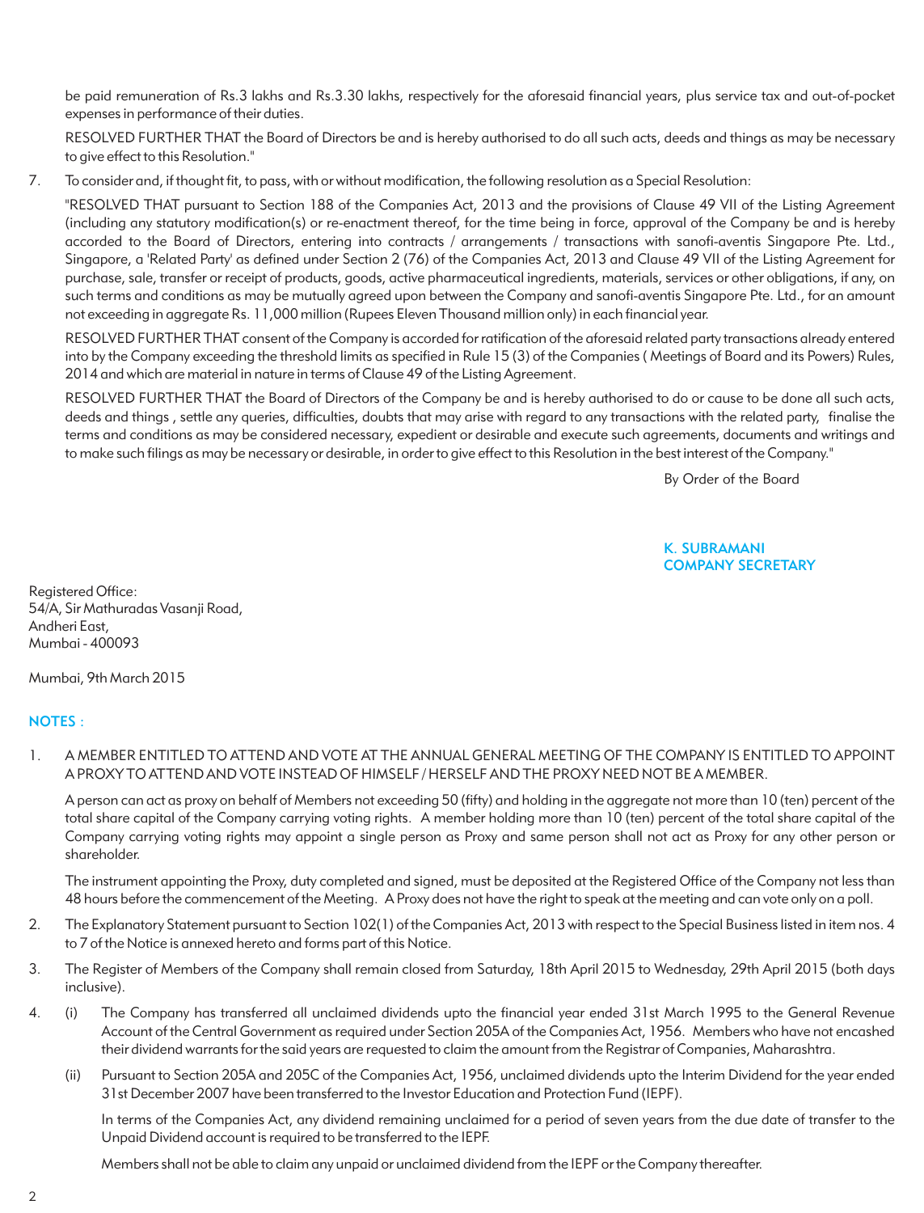be paid remuneration of Rs.3 lakhs and Rs.3.30 lakhs, respectively for the aforesaid financial years, plus service tax and out-of-pocket expenses in performance of their duties.

RESOLVED FURTHER THAT the Board of Directors be and is hereby authorised to do all such acts, deeds and things as may be necessary to give effect to this Resolution."

7. To consider and, if thought fit, to pass, with or without modification, the following resolution as a Special Resolution:

"RESOLVED THAT pursuant to Section 188 of the Companies Act, 2013 and the provisions of Clause 49 VII of the Listing Agreement (including any statutory modification(s) or re-enactment thereof, for the time being in force, approval of the Company be and is hereby accorded to the Board of Directors, entering into contracts / arrangements / transactions with sanofi-aventis Singapore Pte. Ltd., Singapore, a 'Related Party' as defined under Section 2 (76) of the Companies Act, 2013 and Clause 49 VII of the Listing Agreement for purchase, sale, transfer or receipt of products, goods, active pharmaceutical ingredients, materials, services or other obligations, if any, on such terms and conditions as may be mutually agreed upon between the Company and sanofi-aventis Singapore Pte. Ltd., for an amount not exceeding in aggregate Rs. 11,000 million (Rupees Eleven Thousand million only) in each financial year.

RESOLVED FURTHER THAT consent of the Company is accorded for ratification of the aforesaid related party transactions already entered into by the Company exceeding the threshold limits as specified in Rule 15 (3) of the Companies ( Meetings of Board and its Powers) Rules, 2014 and which are material in nature in terms of Clause 49 of the Listing Agreement.

RESOLVED FURTHER THAT the Board of Directors of the Company be and is hereby authorised to do or cause to be done all such acts, deeds and things , settle any queries, difficulties, doubts that may arise with regard to any transactions with the related party, finalise the terms and conditions as may be considered necessary, expedient or desirable and execute such agreements, documents and writings and to make such filings as may be necessary or desirable, in order to give effect to this Resolution in the best interest of the Company."

By Order of the Board

**K. SUBRAMANI**
**COMPANY SECRETARY**

Registered Office:
54/A, Sir Mathuradas Vasanji Road,
Andheri East,
Mumbai - 400093

Mumbai, 9th March 2015

## NOTES :

1. A MEMBER ENTITLED TO ATTEND AND VOTE AT THE ANNUAL GENERAL MEETING OF THE COMPANY IS ENTITLED TO APPOINT A PROXY TO ATTEND AND VOTE INSTEAD OF HIMSELF / HERSELF AND THE PROXY NEED NOT BE A MEMBER.

   A person can act as proxy on behalf of Members not exceeding 50 (fifty) and holding in the aggregate not more than 10 (ten) percent of the total share capital of the Company carrying voting rights. A member holding more than 10 (ten) percent of the total share capital of the Company carrying voting rights may appoint a single person as Proxy and same person shall not act as Proxy for any other person or shareholder.

   The instrument appointing the Proxy, duty completed and signed, must be deposited at the Registered Office of the Company not less than 48 hours before the commencement of the Meeting. A Proxy does not have the right to speak at the meeting and can vote only on a poll.

2. The Explanatory Statement pursuant to Section 102(1) of the Companies Act, 2013 with respect to the Special Business listed in item nos. 4 to 7 of the Notice is annexed hereto and forms part of this Notice.

3. The Register of Members of the Company shall remain closed from Saturday, 18th April 2015 to Wednesday, 29th April 2015 (both days inclusive).

4. (i) The Company has transferred all unclaimed dividends upto the financial year ended 31st March 1995 to the General Revenue Account of the Central Government as required under Section 205A of the Companies Act, 1956. Members who have not encashed their dividend warrants for the said years are requested to claim the amount from the Registrar of Companies, Maharashtra.

   (ii) Pursuant to Section 205A and 205C of the Companies Act, 1956, unclaimed dividends upto the Interim Dividend for the year ended 31st December 2007 have been transferred to the Investor Education and Protection Fund (IEPF).

   In terms of the Companies Act, any dividend remaining unclaimed for a period of seven years from the due date of transfer to the Unpaid Dividend account is required to be transferred to the IEPF.

   Members shall not be able to claim any unpaid or unclaimed dividend from the IEPF or the Company thereafter.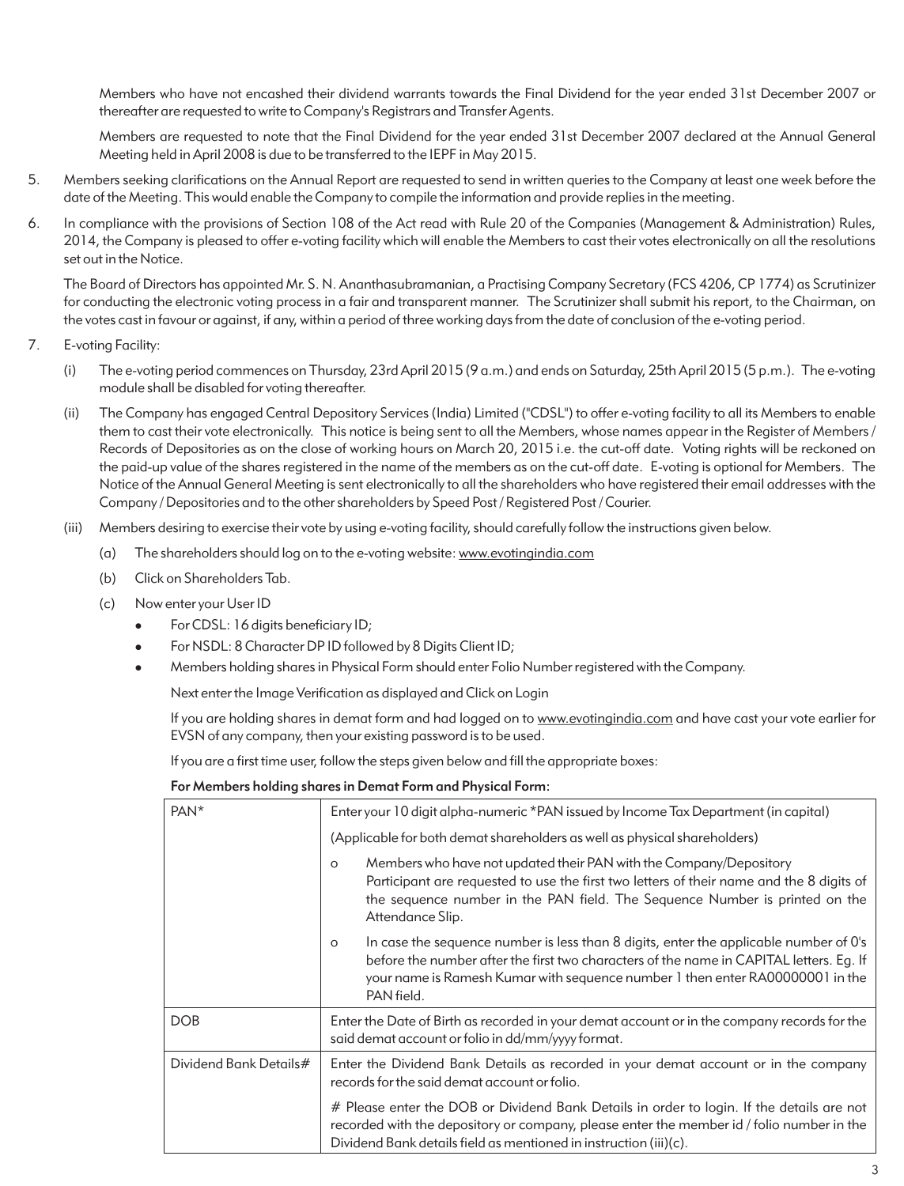Members who have not encashed their dividend warrants towards the Final Dividend for the year ended 31st December 2007 or thereafter are requested to write to Company's Registrars and Transfer Agents.

Members are requested to note that the Final Dividend for the year ended 31st December 2007 declared at the Annual General Meeting held in April 2008 is due to be transferred to the IEPF in May 2015.

5. Members seeking clarifications on the Annual Report are requested to send in written queries to the Company at least one week before the date of the Meeting. This would enable the Company to compile the information and provide replies in the meeting.

6. In compliance with the provisions of Section 108 of the Act read with Rule 20 of the Companies (Management & Administration) Rules, 2014, the Company is pleased to offer e-voting facility which will enable the Members to cast their votes electronically on all the resolutions set out in the Notice.

   The Board of Directors has appointed Mr. S. N. Ananthasubramanian, a Practising Company Secretary (FCS 4206, CP 1774) as Scrutinizer for conducting the electronic voting process in a fair and transparent manner. The Scrutinizer shall submit his report, to the Chairman, on the votes cast in favour or against, if any, within a period of three working days from the date of conclusion of the e-voting period.

7. E-voting Facility:

   (i) The e-voting period commences on Thursday, 23rd April 2015 (9 a.m.) and ends on Saturday, 25th April 2015 (5 p.m.). The e-voting module shall be disabled for voting thereafter.

   (ii) The Company has engaged Central Depository Services (India) Limited ("CDSL") to offer e-voting facility to all its Members to enable them to cast their vote electronically. This notice is being sent to all the Members, whose names appear in the Register of Members / Records of Depositories as on the close of working hours on March 20, 2015 i.e. the cut-off date. Voting rights will be reckoned on the paid-up value of the shares registered in the name of the members as on the cut-off date. E-voting is optional for Members. The Notice of the Annual General Meeting is sent electronically to all the shareholders who have registered their email addresses with the Company / Depositories and to the other shareholders by Speed Post / Registered Post / Courier.

   (iii) Members desiring to exercise their vote by using e-voting facility, should carefully follow the instructions given below.

      (a) The shareholders should log on to the e-voting website: www.evotingindia.com

      (b) Click on Shareholders Tab.

      (c) Now enter your User ID

      - For CDSL: 16 digits beneficiary ID;
      - For NSDL: 8 Character DP ID followed by 8 Digits Client ID;
      - Members holding shares in Physical Form should enter Folio Number registered with the Company.

      Next enter the Image Verification as displayed and Click on Login

      If you are holding shares in demat form and had logged on to www.evotingindia.com and have cast your vote earlier for EVSN of any company, then your existing password is to be used.

      If you are a first time user, follow the steps given below and fill the appropriate boxes:

**For Members holding shares in Demat Form and Physical Form:**

| PAN* | Enter your 10 digit alpha-numeric *PAN issued by Income Tax Department (in capital)<br>(Applicable for both demat shareholders as well as physical shareholders)<br>o Members who have not updated their PAN with the Company/Depository Participant are requested to use the first two letters of their name and the 8 digits of the sequence number in the PAN field. The Sequence Number is printed on the Attendance Slip.<br>o In case the sequence number is less than 8 digits, enter the applicable number of 0's before the number after the first two characters of the name in CAPITAL letters. Eg. If your name is Ramesh Kumar with sequence number 1 then enter RA00000001 in the PAN field. |
|---|---|
| DOB | Enter the Date of Birth as recorded in your demat account or in the company records for the said demat account or folio in dd/mm/yyyy format. |
| Dividend Bank Details# | Enter the Dividend Bank Details as recorded in your demat account or in the company records for the said demat account or folio.<br># Please enter the DOB or Dividend Bank Details in order to login. If the details are not recorded with the depository or company, please enter the member id / folio number in the Dividend Bank details field as mentioned in instruction (iii)(c). |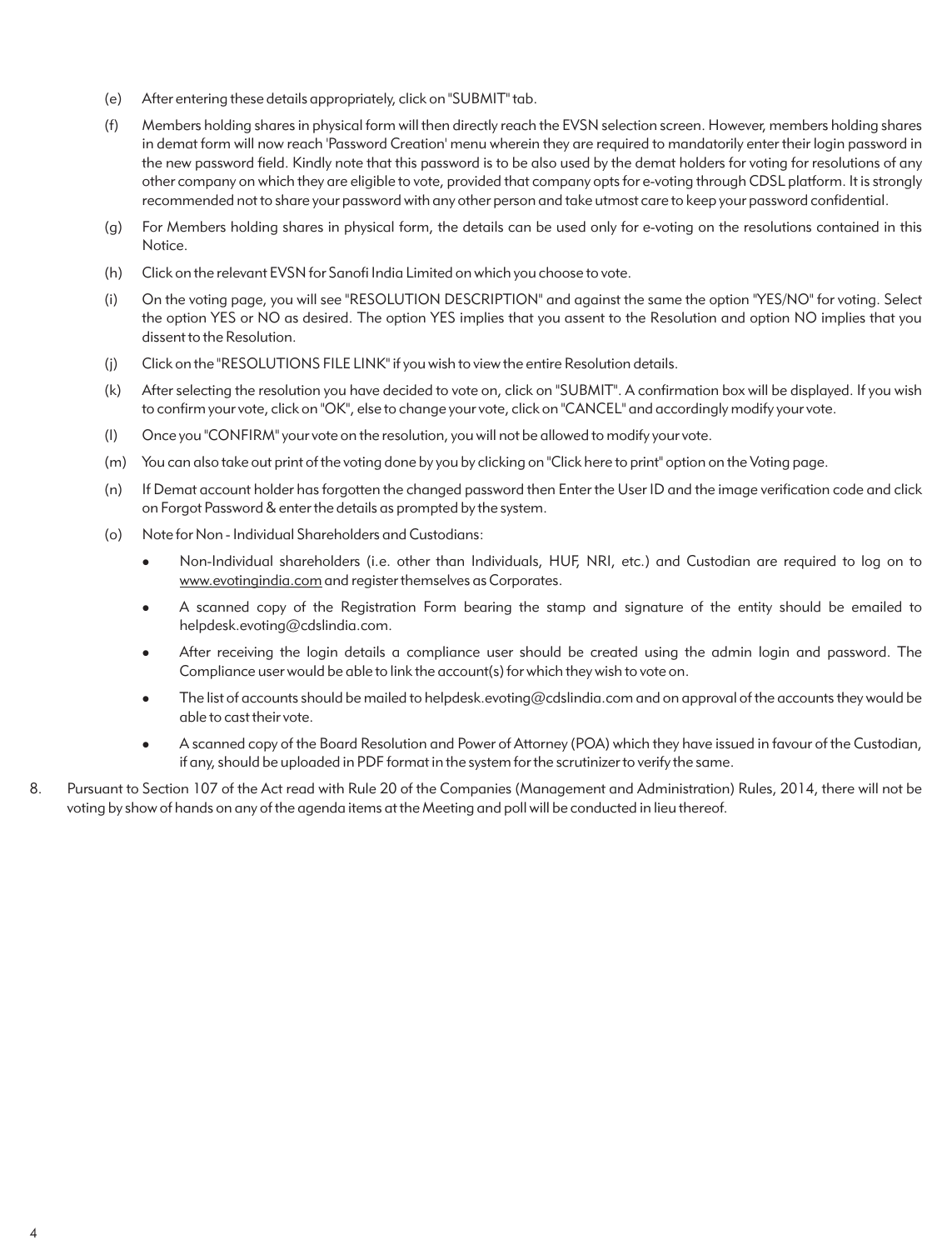(e) After entering these details appropriately, click on "SUBMIT" tab.

(f) Members holding shares in physical form will then directly reach the EVSN selection screen. However, members holding shares in demat form will now reach 'Password Creation' menu wherein they are required to mandatorily enter their login password in the new password field. Kindly note that this password is to be also used by the demat holders for voting for resolutions of any other company on which they are eligible to vote, provided that company opts for e-voting through CDSL platform. It is strongly recommended not to share your password with any other person and take utmost care to keep your password confidential.

(g) For Members holding shares in physical form, the details can be used only for e-voting on the resolutions contained in this Notice.

(h) Click on the relevant EVSN for Sanofi India Limited on which you choose to vote.

(i) On the voting page, you will see "RESOLUTION DESCRIPTION" and against the same the option "YES/NO" for voting. Select the option YES or NO as desired. The option YES implies that you assent to the Resolution and option NO implies that you dissent to the Resolution.

(j) Click on the "RESOLUTIONS FILE LINK" if you wish to view the entire Resolution details.

(k) After selecting the resolution you have decided to vote on, click on "SUBMIT". A confirmation box will be displayed. If you wish to confirm your vote, click on "OK", else to change your vote, click on "CANCEL" and accordingly modify your vote.

(l) Once you "CONFIRM" your vote on the resolution, you will not be allowed to modify your vote.

(m) You can also take out print of the voting done by you by clicking on "Click here to print" option on the Voting page.

(n) If Demat account holder has forgotten the changed password then Enter the User ID and the image verification code and click on Forgot Password & enter the details as prompted by the system.

(o) Note for Non - Individual Shareholders and Custodians:

- Non-Individual shareholders (i.e. other than Individuals, HUF, NRI, etc.) and Custodian are required to log on to www.evotingindia.com and register themselves as Corporates.
- A scanned copy of the Registration Form bearing the stamp and signature of the entity should be emailed to helpdesk.evoting@cdslindia.com.
- After receiving the login details a compliance user should be created using the admin login and password. The Compliance user would be able to link the account(s) for which they wish to vote on.
- The list of accounts should be mailed to helpdesk.evoting@cdslindia.com and on approval of the accounts they would be able to cast their vote.
- A scanned copy of the Board Resolution and Power of Attorney (POA) which they have issued in favour of the Custodian, if any, should be uploaded in PDF format in the system for the scrutinizer to verify the same.

8. Pursuant to Section 107 of the Act read with Rule 20 of the Companies (Management and Administration) Rules, 2014, there will not be voting by show of hands on any of the agenda items at the Meeting and poll will be conducted in lieu thereof.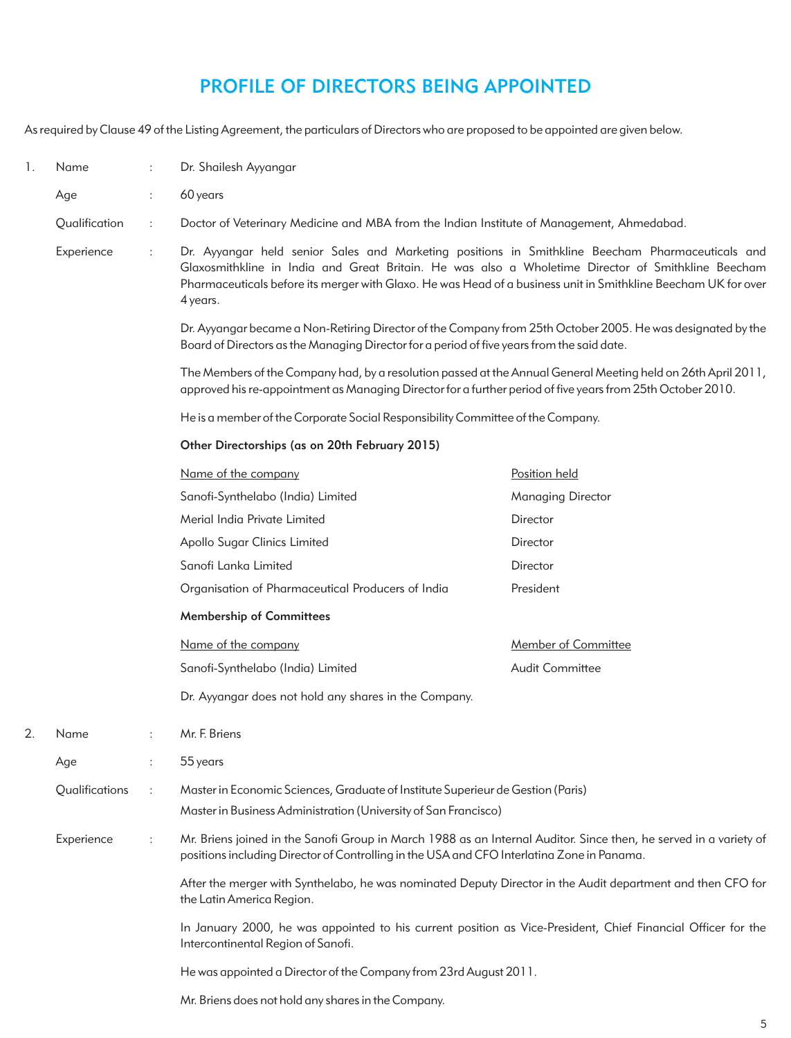# PROFILE OF DIRECTORS BEING APPOINTED

As required by Clause 49 of the Listing Agreement, the particulars of Directors who are proposed to be appointed are given below.

1. **Name** : Dr. Shailesh Ayyangar

   **Age** : 60 years

   **Qualification** : Doctor of Veterinary Medicine and MBA from the Indian Institute of Management, Ahmedabad.

   **Experience** : Dr. Ayyangar held senior Sales and Marketing positions in Smithkline Beecham Pharmaceuticals and Glaxosmithkline in India and Great Britain. He was also a Wholetime Director of Smithkline Beecham Pharmaceuticals before its merger with Glaxo. He was Head of a business unit in Smithkline Beecham UK for over 4 years.

   Dr. Ayyangar became a Non-Retiring Director of the Company from 25th October 2005. He was designated by the Board of Directors as the Managing Director for a period of five years from the said date.

   The Members of the Company had, by a resolution passed at the Annual General Meeting held on 26th April 2011, approved his re-appointment as Managing Director for a further period of five years from 25th October 2010.

   He is a member of the Corporate Social Responsibility Committee of the Company.

   **Other Directorships (as on 20th February 2015)**

   | Name of the company | Position held |
   |---|---|
   | Sanofi-Synthelabo (India) Limited | Managing Director |
   | Merial India Private Limited | Director |
   | Apollo Sugar Clinics Limited | Director |
   | Sanofi Lanka Limited | Director |
   | Organisation of Pharmaceutical Producers of India | President |

   **Membership of Committees**

   | Name of the company | Member of Committee |
   |---|---|
   | Sanofi-Synthelabo (India) Limited | Audit Committee |

   Dr. Ayyangar does not hold any shares in the Company.

2. **Name** : Mr. F. Briens

   **Age** : 55 years

   **Qualifications** : Master in Economic Sciences, Graduate of Institute Superieur de Gestion (Paris)
   Master in Business Administration (University of San Francisco)

   **Experience** : Mr. Briens joined in the Sanofi Group in March 1988 as an Internal Auditor. Since then, he served in a variety of positions including Director of Controlling in the USA and CFO Interlatina Zone in Panama.

   After the merger with Synthelabo, he was nominated Deputy Director in the Audit department and then CFO for the Latin America Region.

   In January 2000, he was appointed to his current position as Vice-President, Chief Financial Officer for the Intercontinental Region of Sanofi.

   He was appointed a Director of the Company from 23rd August 2011.

   Mr. Briens does not hold any shares in the Company.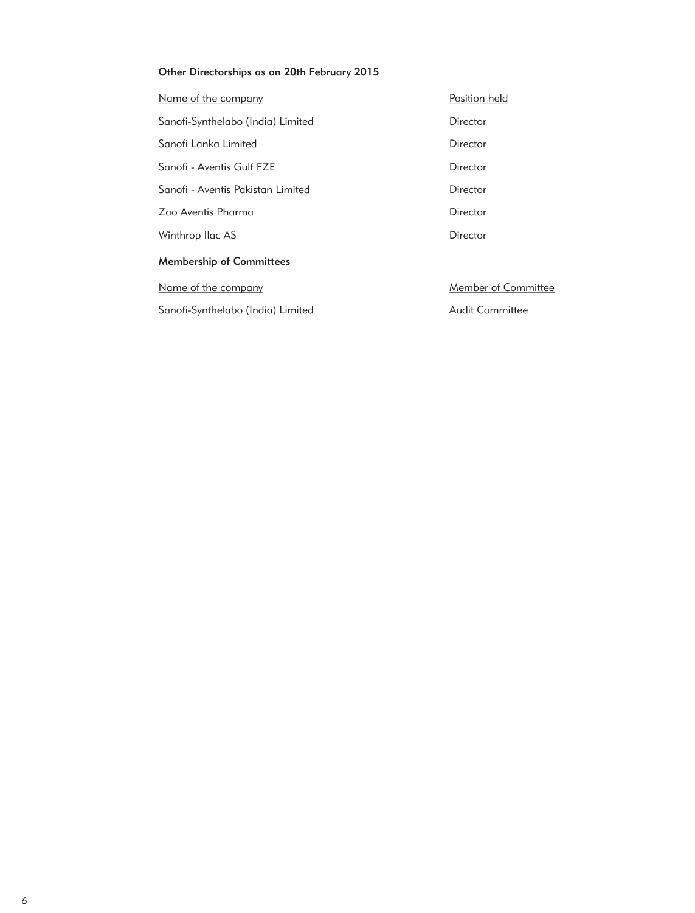### Other Directorships as on 20th February 2015

| Name of the company | Position held |
| --- | --- |
| Sanofi-Synthelabo (India) Limited | Director |
| Sanofi Lanka Limited | Director |
| Sanofi - Aventis Gulf FZE | Director |
| Sanofi - Aventis Pakistan Limited | Director |
| Zao Aventis Pharma | Director |
| Winthrop Ilac AS | Director |

### Membership of Committees

| Name of the company | Member of Committee |
| --- | --- |
| Sanofi-Synthelabo (India) Limited | Audit Committee |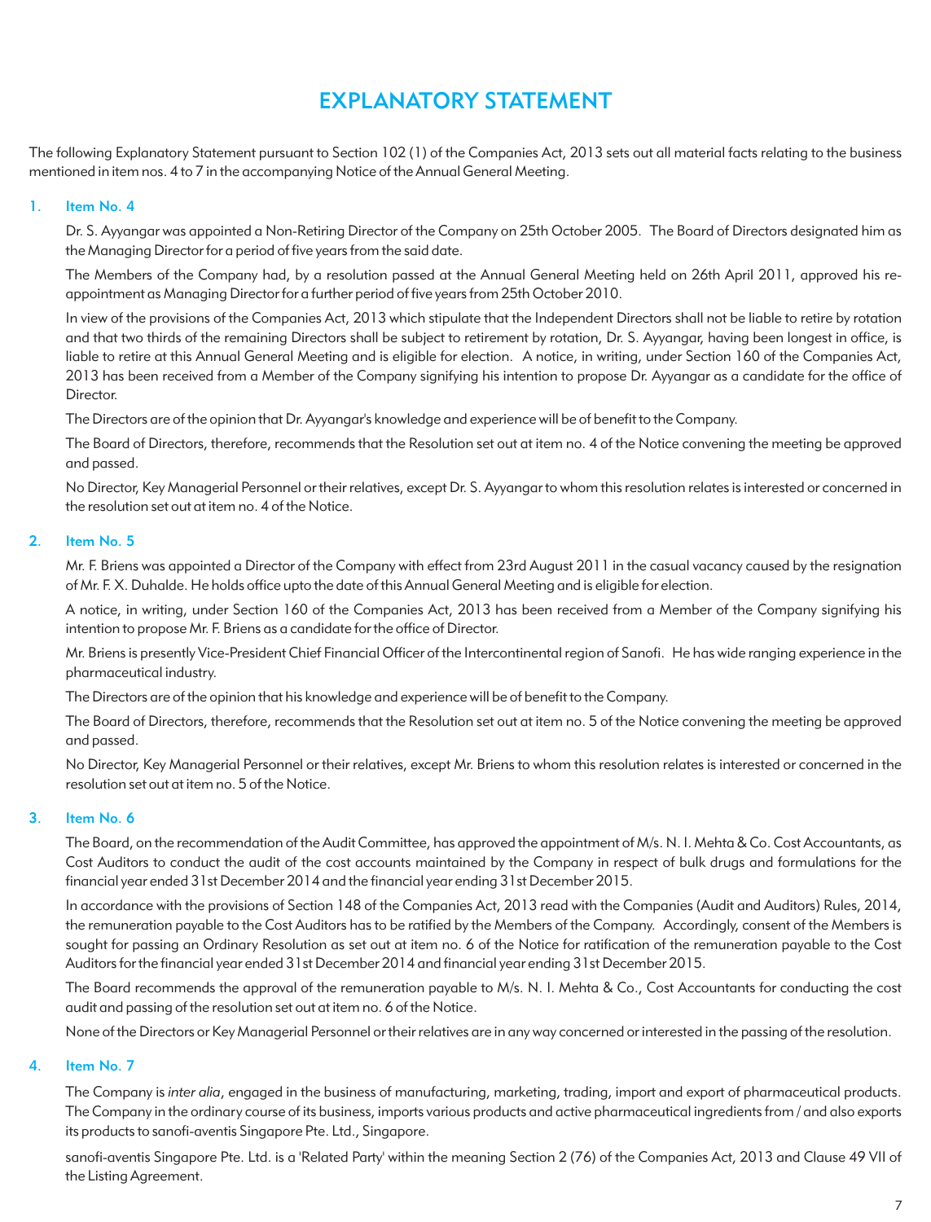# EXPLANATORY STATEMENT

The following Explanatory Statement pursuant to Section 102 (1) of the Companies Act, 2013 sets out all material facts relating to the business mentioned in item nos. 4 to 7 in the accompanying Notice of the Annual General Meeting.

## 1. Item No. 4

Dr. S. Ayyangar was appointed a Non-Retiring Director of the Company on 25th October 2005. The Board of Directors designated him as the Managing Director for a period of five years from the said date.

The Members of the Company had, by a resolution passed at the Annual General Meeting held on 26th April 2011, approved his re-appointment as Managing Director for a further period of five years from 25th October 2010.

In view of the provisions of the Companies Act, 2013 which stipulate that the Independent Directors shall not be liable to retire by rotation and that two thirds of the remaining Directors shall be subject to retirement by rotation, Dr. S. Ayyangar, having been longest in office, is liable to retire at this Annual General Meeting and is eligible for election. A notice, in writing, under Section 160 of the Companies Act, 2013 has been received from a Member of the Company signifying his intention to propose Dr. Ayyangar as a candidate for the office of Director.

The Directors are of the opinion that Dr. Ayyangar's knowledge and experience will be of benefit to the Company.

The Board of Directors, therefore, recommends that the Resolution set out at item no. 4 of the Notice convening the meeting be approved and passed.

No Director, Key Managerial Personnel or their relatives, except Dr. S. Ayyangar to whom this resolution relates is interested or concerned in the resolution set out at item no. 4 of the Notice.

## 2. Item No. 5

Mr. F. Briens was appointed a Director of the Company with effect from 23rd August 2011 in the casual vacancy caused by the resignation of Mr. F. X. Duhalde. He holds office upto the date of this Annual General Meeting and is eligible for election.

A notice, in writing, under Section 160 of the Companies Act, 2013 has been received from a Member of the Company signifying his intention to propose Mr. F. Briens as a candidate for the office of Director.

Mr. Briens is presently Vice-President Chief Financial Officer of the Intercontinental region of Sanofi. He has wide ranging experience in the pharmaceutical industry.

The Directors are of the opinion that his knowledge and experience will be of benefit to the Company.

The Board of Directors, therefore, recommends that the Resolution set out at item no. 5 of the Notice convening the meeting be approved and passed.

No Director, Key Managerial Personnel or their relatives, except Mr. Briens to whom this resolution relates is interested or concerned in the resolution set out at item no. 5 of the Notice.

## 3. Item No. 6

The Board, on the recommendation of the Audit Committee, has approved the appointment of M/s. N. I. Mehta & Co. Cost Accountants, as Cost Auditors to conduct the audit of the cost accounts maintained by the Company in respect of bulk drugs and formulations for the financial year ended 31st December 2014 and the financial year ending 31st December 2015.

In accordance with the provisions of Section 148 of the Companies Act, 2013 read with the Companies (Audit and Auditors) Rules, 2014, the remuneration payable to the Cost Auditors has to be ratified by the Members of the Company. Accordingly, consent of the Members is sought for passing an Ordinary Resolution as set out at item no. 6 of the Notice for ratification of the remuneration payable to the Cost Auditors for the financial year ended 31st December 2014 and financial year ending 31st December 2015.

The Board recommends the approval of the remuneration payable to M/s. N. I. Mehta & Co., Cost Accountants for conducting the cost audit and passing of the resolution set out at item no. 6 of the Notice.

None of the Directors or Key Managerial Personnel or their relatives are in any way concerned or interested in the passing of the resolution.

## 4. Item No. 7

The Company is *inter alia*, engaged in the business of manufacturing, marketing, trading, import and export of pharmaceutical products. The Company in the ordinary course of its business, imports various products and active pharmaceutical ingredients from / and also exports its products to sanofi-aventis Singapore Pte. Ltd., Singapore.

sanofi-aventis Singapore Pte. Ltd. is a 'Related Party' within the meaning Section 2 (76) of the Companies Act, 2013 and Clause 49 VII of the Listing Agreement.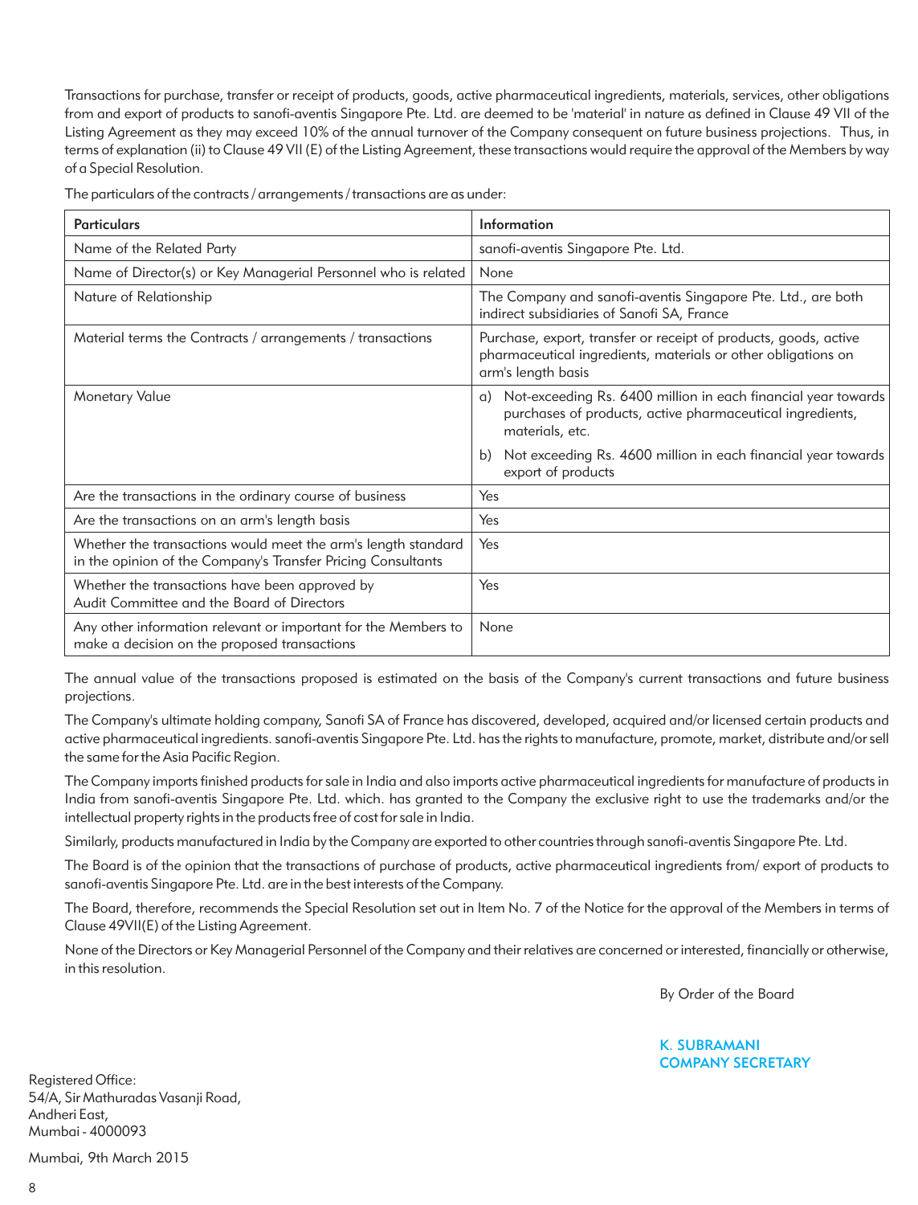Transactions for purchase, transfer or receipt of products, goods, active pharmaceutical ingredients, materials, services, other obligations from and export of products to sanofi-aventis Singapore Pte. Ltd. are deemed to be 'material' in nature as defined in Clause 49 VII of the Listing Agreement as they may exceed 10% of the annual turnover of the Company consequent on future business projections. Thus, in terms of explanation (ii) to Clause 49 VII (E) of the Listing Agreement, these transactions would require the approval of the Members by way of a Special Resolution.

The particulars of the contracts / arrangements / transactions are as under:

| **Particulars** | **Information** |
|---|---|
| Name of the Related Party | sanofi-aventis Singapore Pte. Ltd. |
| Name of Director(s) or Key Managerial Personnel who is related | None |
| Nature of Relationship | The Company and sanofi-aventis Singapore Pte. Ltd., are both indirect subsidiaries of Sanofi SA, France |
| Material terms the Contracts / arrangements / transactions | Purchase, export, transfer or receipt of products, goods, active pharmaceutical ingredients, materials or other obligations on arm's length basis |
| Monetary Value | a) Not-exceeding Rs. 6400 million in each financial year towards purchases of products, active pharmaceutical ingredients, materials, etc.<br>b) Not exceeding Rs. 4600 million in each financial year towards export of products |
| Are the transactions in the ordinary course of business | Yes |
| Are the transactions on an arm's length basis | Yes |
| Whether the transactions would meet the arm's length standard in the opinion of the Company's Transfer Pricing Consultants | Yes |
| Whether the transactions have been approved by Audit Committee and the Board of Directors | Yes |
| Any other information relevant or important for the Members to make a decision on the proposed transactions | None |

The annual value of the transactions proposed is estimated on the basis of the Company's current transactions and future business projections.

The Company's ultimate holding company, Sanofi SA of France has discovered, developed, acquired and/or licensed certain products and active pharmaceutical ingredients. sanofi-aventis Singapore Pte. Ltd. has the rights to manufacture, promote, market, distribute and/or sell the same for the Asia Pacific Region.

The Company imports finished products for sale in India and also imports active pharmaceutical ingredients for manufacture of products in India from sanofi-aventis Singapore Pte. Ltd. which. has granted to the Company the exclusive right to use the trademarks and/or the intellectual property rights in the products free of cost for sale in India.

Similarly, products manufactured in India by the Company are exported to other countries through sanofi-aventis Singapore Pte. Ltd.

The Board is of the opinion that the transactions of purchase of products, active pharmaceutical ingredients from/ export of products to sanofi-aventis Singapore Pte. Ltd. are in the best interests of the Company.

The Board, therefore, recommends the Special Resolution set out in Item No. 7 of the Notice for the approval of the Members in terms of Clause 49VII(E) of the Listing Agreement.

None of the Directors or Key Managerial Personnel of the Company and their relatives are concerned or interested, financially or otherwise, in this resolution.

By Order of the Board

**K. SUBRAMANI**
**COMPANY SECRETARY**

Registered Office:
54/A, Sir Mathuradas Vasanji Road,
Andheri East,
Mumbai - 4000093

Mumbai, 9th March 2015